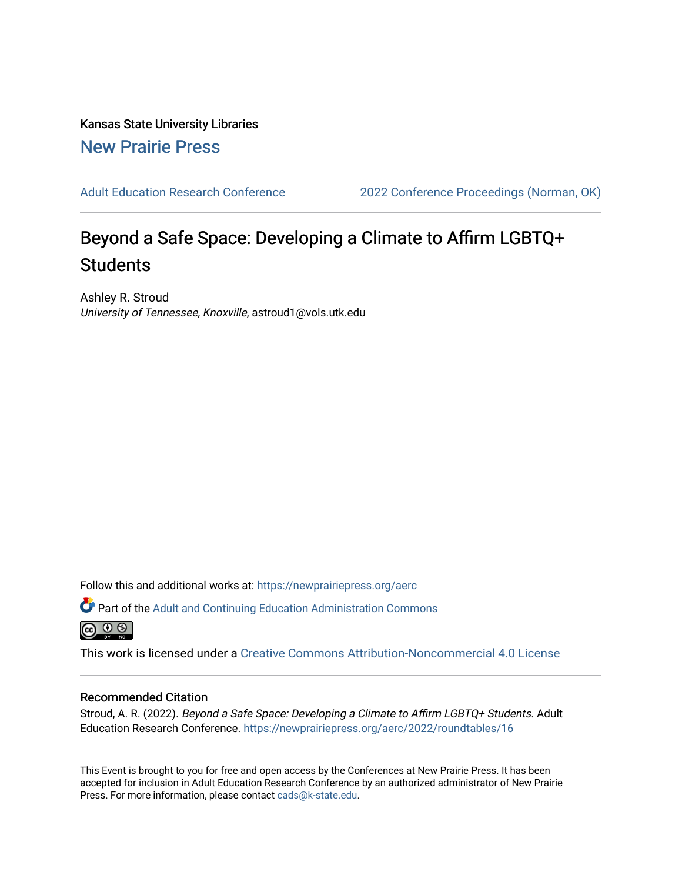Kansas State University Libraries

New Prairie Press

Adult Education Research Conference | 2022 Conference Proceedings (Norman, OK)

# Beyond a Safe Space: Developing a Climate to Affirm LGBTQ+ Students

Ashley R. Stroud
*University of Tennessee, Knoxville*, astroud1@vols.utk.edu

Follow this and additional works at: https://newprairiepress.org/aerc

Part of the Adult and Continuing Education Administration Commons

This work is licensed under a Creative Commons Attribution-Noncommercial 4.0 License

## Recommended Citation

Stroud, A. R. (2022). *Beyond a Safe Space: Developing a Climate to Affirm LGBTQ+ Students*. Adult Education Research Conference. https://newprairiepress.org/aerc/2022/roundtables/16

This Event is brought to you for free and open access by the Conferences at New Prairie Press. It has been accepted for inclusion in Adult Education Research Conference by an authorized administrator of New Prairie Press. For more information, please contact cads@k-state.edu.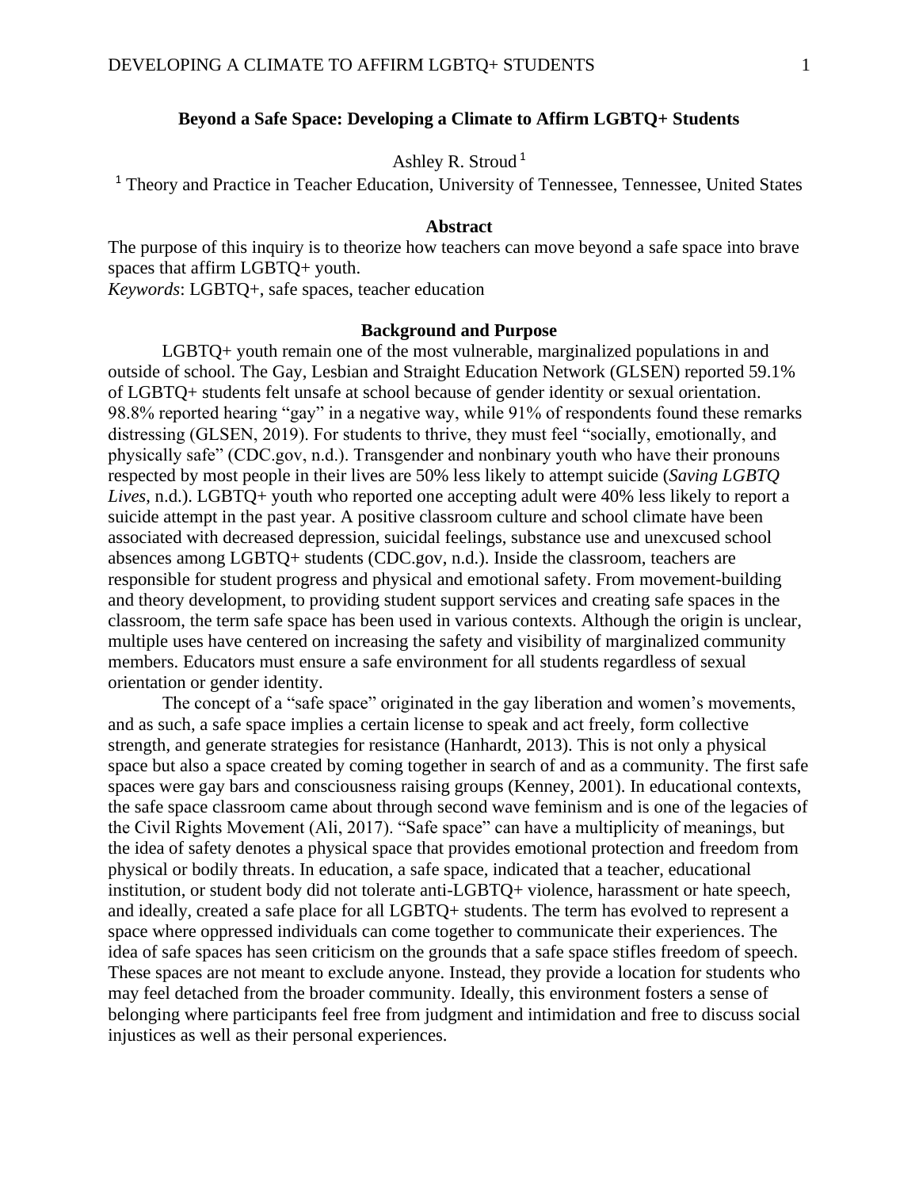# Beyond a Safe Space: Developing a Climate to Affirm LGBTQ+ Students

Ashley R. Stroud [1]

[1] Theory and Practice in Teacher Education, University of Tennessee, Tennessee, United States

## Abstract

The purpose of this inquiry is to theorize how teachers can move beyond a safe space into brave spaces that affirm LGBTQ+ youth.

*Keywords*: LGBTQ+, safe spaces, teacher education

## Background and Purpose

LGBTQ+ youth remain one of the most vulnerable, marginalized populations in and outside of school. The Gay, Lesbian and Straight Education Network (GLSEN) reported 59.1% of LGBTQ+ students felt unsafe at school because of gender identity or sexual orientation. 98.8% reported hearing "gay" in a negative way, while 91% of respondents found these remarks distressing (GLSEN, 2019). For students to thrive, they must feel "socially, emotionally, and physically safe" (CDC.gov, n.d.). Transgender and nonbinary youth who have their pronouns respected by most people in their lives are 50% less likely to attempt suicide (*Saving LGBTQ Lives*, n.d.). LGBTQ+ youth who reported one accepting adult were 40% less likely to report a suicide attempt in the past year. A positive classroom culture and school climate have been associated with decreased depression, suicidal feelings, substance use and unexcused school absences among LGBTQ+ students (CDC.gov, n.d.). Inside the classroom, teachers are responsible for student progress and physical and emotional safety. From movement-building and theory development, to providing student support services and creating safe spaces in the classroom, the term safe space has been used in various contexts. Although the origin is unclear, multiple uses have centered on increasing the safety and visibility of marginalized community members. Educators must ensure a safe environment for all students regardless of sexual orientation or gender identity.

The concept of a "safe space" originated in the gay liberation and women's movements, and as such, a safe space implies a certain license to speak and act freely, form collective strength, and generate strategies for resistance (Hanhardt, 2013). This is not only a physical space but also a space created by coming together in search of and as a community. The first safe spaces were gay bars and consciousness raising groups (Kenney, 2001). In educational contexts, the safe space classroom came about through second wave feminism and is one of the legacies of the Civil Rights Movement (Ali, 2017). "Safe space" can have a multiplicity of meanings, but the idea of safety denotes a physical space that provides emotional protection and freedom from physical or bodily threats. In education, a safe space, indicated that a teacher, educational institution, or student body did not tolerate anti-LGBTQ+ violence, harassment or hate speech, and ideally, created a safe place for all LGBTQ+ students. The term has evolved to represent a space where oppressed individuals can come together to communicate their experiences. The idea of safe spaces has seen criticism on the grounds that a safe space stifles freedom of speech. These spaces are not meant to exclude anyone. Instead, they provide a location for students who may feel detached from the broader community. Ideally, this environment fosters a sense of belonging where participants feel free from judgment and intimidation and free to discuss social injustices as well as their personal experiences.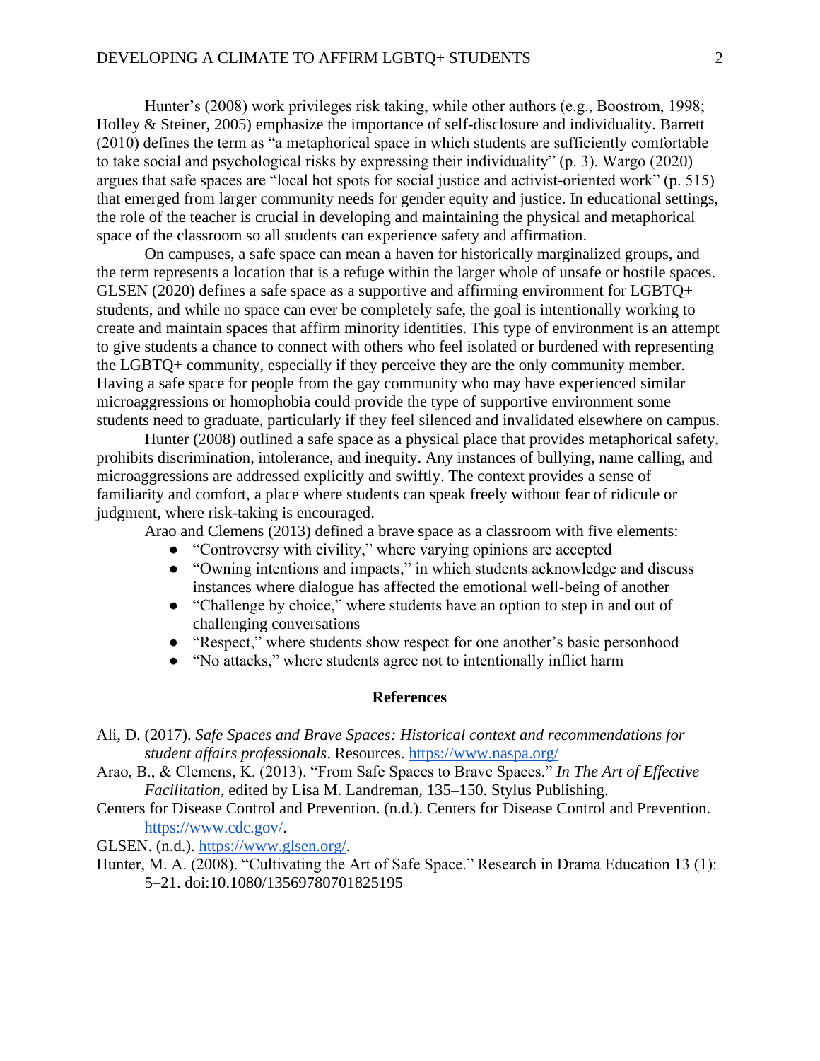Hunter's (2008) work privileges risk taking, while other authors (e.g., Boostrom, 1998; Holley & Steiner, 2005) emphasize the importance of self-disclosure and individuality. Barrett (2010) defines the term as "a metaphorical space in which students are sufficiently comfortable to take social and psychological risks by expressing their individuality" (p. 3). Wargo (2020) argues that safe spaces are "local hot spots for social justice and activist-oriented work" (p. 515) that emerged from larger community needs for gender equity and justice. In educational settings, the role of the teacher is crucial in developing and maintaining the physical and metaphorical space of the classroom so all students can experience safety and affirmation.

On campuses, a safe space can mean a haven for historically marginalized groups, and the term represents a location that is a refuge within the larger whole of unsafe or hostile spaces. GLSEN (2020) defines a safe space as a supportive and affirming environment for LGBTQ+ students, and while no space can ever be completely safe, the goal is intentionally working to create and maintain spaces that affirm minority identities. This type of environment is an attempt to give students a chance to connect with others who feel isolated or burdened with representing the LGBTQ+ community, especially if they perceive they are the only community member. Having a safe space for people from the gay community who may have experienced similar microaggressions or homophobia could provide the type of supportive environment some students need to graduate, particularly if they feel silenced and invalidated elsewhere on campus.

Hunter (2008) outlined a safe space as a physical place that provides metaphorical safety, prohibits discrimination, intolerance, and inequity. Any instances of bullying, name calling, and microaggressions are addressed explicitly and swiftly. The context provides a sense of familiarity and comfort, a place where students can speak freely without fear of ridicule or judgment, where risk-taking is encouraged.

Arao and Clemens (2013) defined a brave space as a classroom with five elements:

- "Controversy with civility," where varying opinions are accepted
- "Owning intentions and impacts," in which students acknowledge and discuss instances where dialogue has affected the emotional well-being of another
- "Challenge by choice," where students have an option to step in and out of challenging conversations
- "Respect," where students show respect for one another's basic personhood
- "No attacks," where students agree not to intentionally inflict harm

## References

Ali, D. (2017). *Safe Spaces and Brave Spaces: Historical context and recommendations for student affairs professionals*. Resources. https://www.naspa.org/

Arao, B., & Clemens, K. (2013). "From Safe Spaces to Brave Spaces." *In The Art of Effective Facilitation*, edited by Lisa M. Landreman, 135–150. Stylus Publishing.

Centers for Disease Control and Prevention. (n.d.). Centers for Disease Control and Prevention. https://www.cdc.gov/.

GLSEN. (n.d.). https://www.glsen.org/.

Hunter, M. A. (2008). "Cultivating the Art of Safe Space." Research in Drama Education 13 (1): 5–21. doi:10.1080/13569780701825195